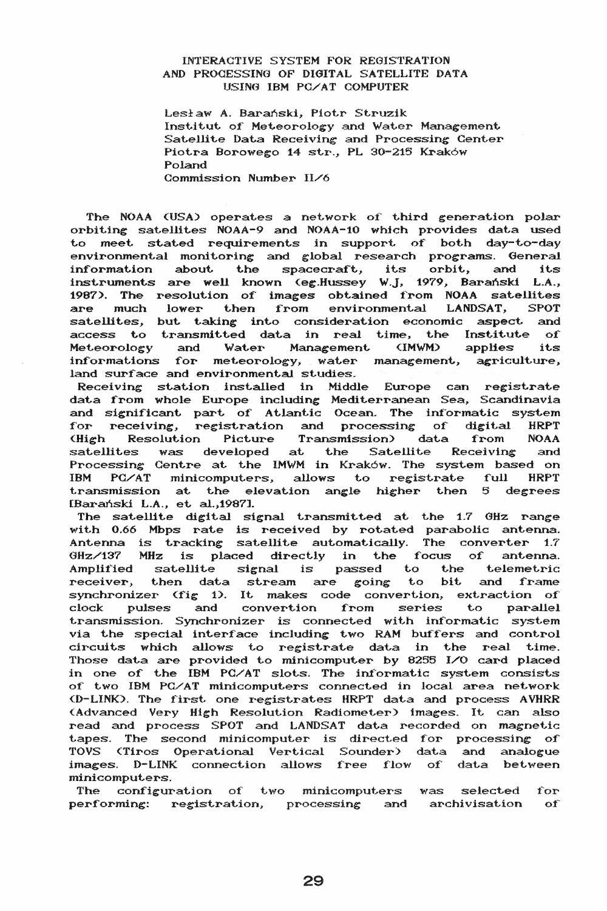# INTERACTIVE SYSTEM FOR REGISTRATION AND PROCESSING OF DIGITAL SATELLITE DATA USING IBM PC/AT COMPUTER

Lesław A. Barański, Piotr Struzik
Institut of Meteorology and Water Management
Satellite Data Receiving and Processing Center
Piotra Borowego 14 str., PL 30-215 Kraków
Poland
Commission Number II/6

The NOAA (USA) operates a network of third generation polar orbiting satellites NOAA-9 and NOAA-10 which provides data used to meet stated requirements in support of both day-to-day environmental monitoring and global research programs. General information about the spacecraft, its orbit, and its instruments are well known (eg.Hussey W.J, 1979, Barański L.A., 1987). The resolution of images obtained from NOAA satellites are much lower then from environmental LANDSAT, SPOT satellites, but taking into consideration economic aspect and access to transmitted data in real time, the Institute of Meteorology and Water Management (IMWM) applies its informations for meteorology, water management, agriculture, land surface and environmental studies.

Receiving station installed in Middle Europe can registrate data from whole Europe including Mediterranean Sea, Scandinavia and significant part of Atlantic Ocean. The informatic system for receiving, registration and processing of digital HRPT (High Resolution Picture Transmission) data from NOAA satellites was developed at the Satellite Receiving and Processing Centre at the IMWM in Kraków. The system based on IBM PC/AT minicomputers, allows to registrate full HRPT transmission at the elevation angle higher then 5 degrees [Barański L.A., et al.,1987].

The satellite digital signal transmitted at the 1.7 GHz range with 0.66 Mbps rate is received by rotated parabolic antenna. Antenna is tracking satellite automatically. The converter 1.7 GHz/137 MHz is placed directly in the focus of antenna. Amplified satellite signal is passed to the telemetric receiver, then data stream are going to bit and frame synchronizer (fig 1). It makes code convertion, extraction of clock pulses and convertion from series to parallel transmission. Synchronizer is connected with informatic system via the special interface including two RAM buffers and control circuits which allows to registrate data in the real time. Those data are provided to minicomputer by 8255 I/O card placed in one of the IBM PC/AT slots. The informatic system consists of two IBM PC/AT minicomputers connected in local area network (D-LINK). The first one registrates HRPT data and process AVHRR (Advanced Very High Resolution Radiometer) images. It can also read and process SPOT and LANDSAT data recorded on magnetic tapes. The second minicomputer is directed for processing of TOVS (Tiros Operational Vertical Sounder) data and analogue images. D-LINK connection allows free flow of data between minicomputers.

The configuration of two minicomputers was selected for performing: registration, processing and archivisation of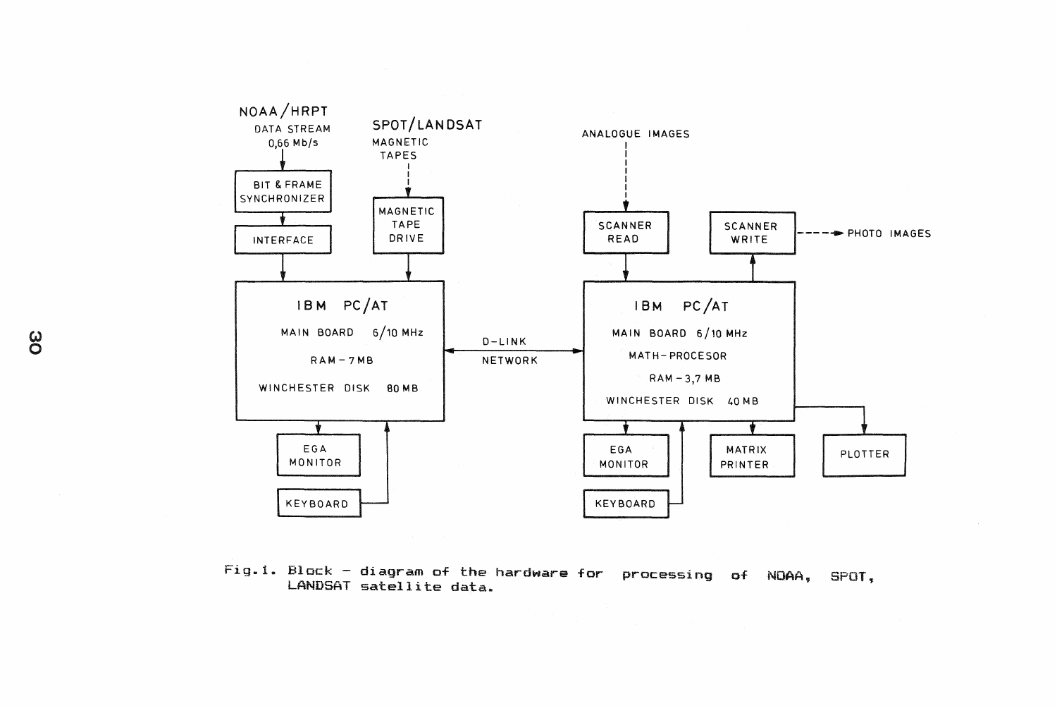Fig.1. Block – diagram of the hardware for processing of NOAA, SPOT, LANDSAT satellite data.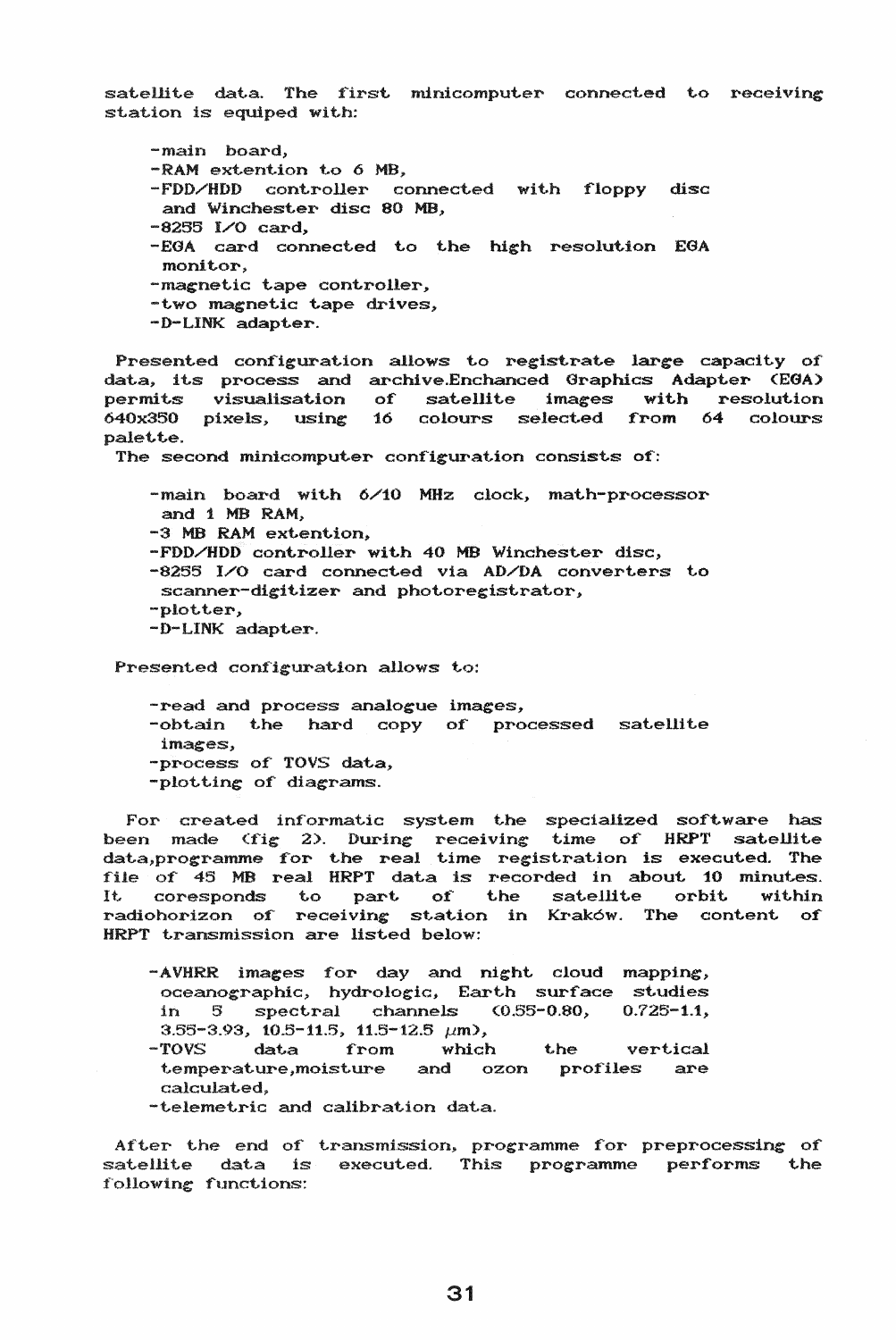satellite data. The first minicomputer connected to receiving station is equiped with:

- main board,
- RAM extention to 6 MB,
- FDD/HDD controller connected with floppy disc and Winchester disc 80 MB,
- 8255 I/O card,
- EGA card connected to the high resolution EGA monitor,
- magnetic tape controller,
- two magnetic tape drives,
- D-LINK adapter.

Presented configuration allows to registrate large capacity of data, its process and archive.Enchanced Graphics Adapter (EGA) permits visualisation of satellite images with resolution 640x350 pixels, using 16 colours selected from 64 colours palette.

The second minicomputer configuration consists of:

- main board with 6/10 MHz clock, math-processor and 1 MB RAM,
- 3 MB RAM extention,
- FDD/HDD controller with 40 MB Winchester disc,
- 8255 I/O card connected via AD/DA converters to scanner-digitizer and photoregistrator,
- plotter,
- D-LINK adapter.

Presented configuration allows to:

- read and process analogue images,
- obtain the hard copy of processed satellite images,
- process of TOVS data,
- plotting of diagrams.

For created informatic system the specialized software has been made (fig 2). During receiving time of HRPT satellite data,programme for the real time registration is executed. The file of 45 MB real HRPT data is recorded in about 10 minutes. It coresponds to part of the satellite orbit within radiohorizon of receiving station in Kraków. The content of HRPT transmission are listed below:

- AVHRR images for day and night cloud mapping, oceanographic, hydrologic, Earth surface studies in 5 spectral channels (0.55-0.80, 0.725-1.1, 3.55-3.93, 10.5-11.5, 11.5-12.5 $\mu$m),
- TOVS data from which the vertical temperature,moisture and ozon profiles are calculated,
- telemetric and calibration data.

After the end of transmission, programme for preprocessing of satellite data is executed. This programme performs the following functions: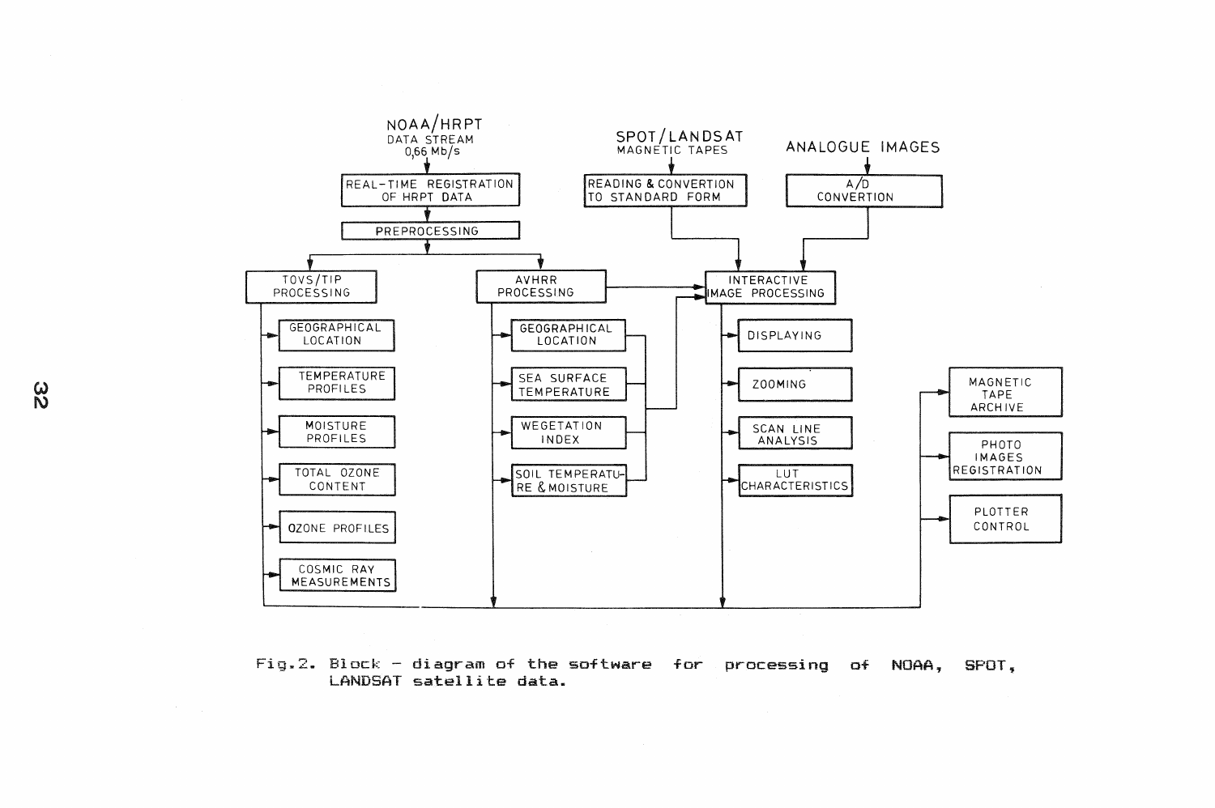NOAA/HRPT
DATA STREAM
0,66 Mb/s

REAL-TIME REGISTRATION OF HRPT DATA

PREPROCESSING

SPOT/LANDSAT
MAGNETIC TAPES

READING & CONVERTION TO STANDARD FORM

ANALOGUE IMAGES

A/D CONVERTION

TOVS/TIP PROCESSING

- GEOGRAPHICAL LOCATION
- TEMPERATURE PROFILES
- MOISTURE PROFILES
- TOTAL OZONE CONTENT
- OZONE PROFILES
- COSMIC RAY MEASUREMENTS

AVHRR PROCESSING

- GEOGRAPHICAL LOCATION
- SEA SURFACE TEMPERATURE
- WEGETATION INDEX
- SOIL TEMPERATURE & MOISTURE

INTERACTIVE IMAGE PROCESSING

- DISPLAYING
- ZOOMING
- SCAN LINE ANALYSIS
- LUT CHARACTERISTICS

- MAGNETIC TAPE ARCHIVE
- PHOTO IMAGES REGISTRATION
- PLOTTER CONTROL

Fig.2. Block – diagram of the software for processing of NOAA, SPOT, LANDSAT satellite data.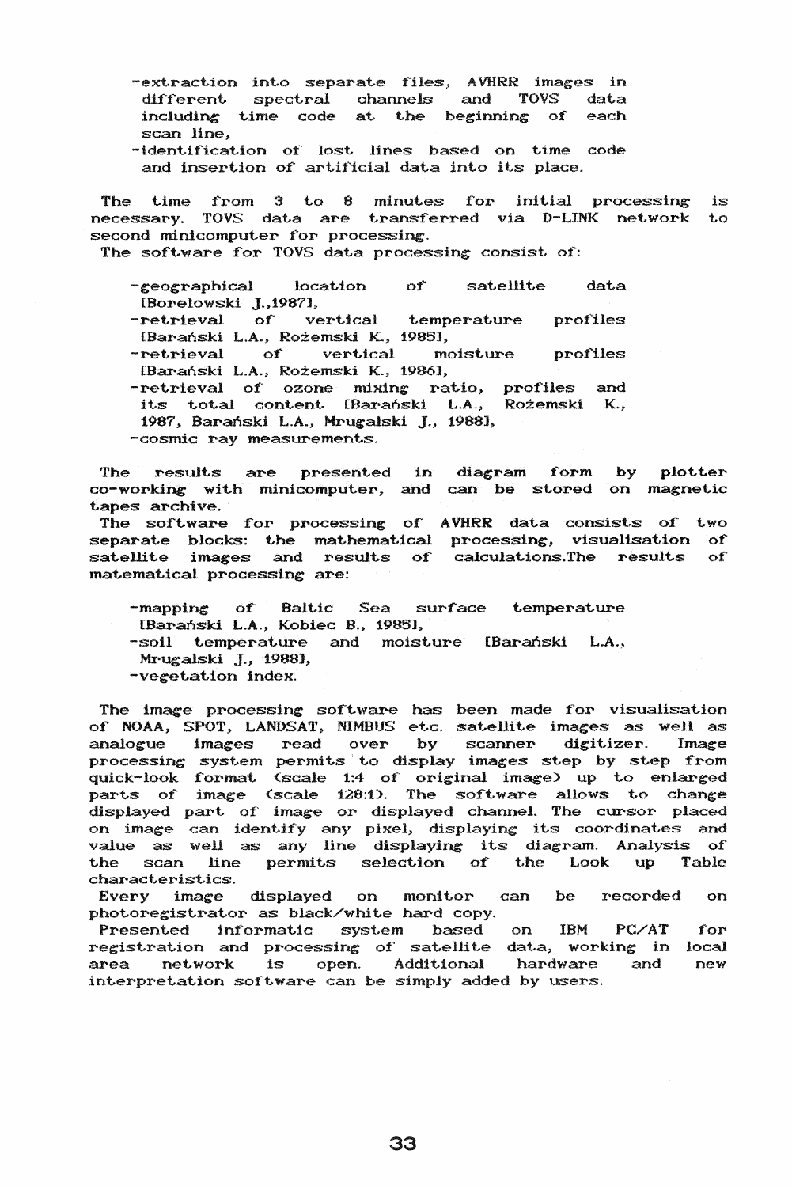- extraction into separate files, AVHRR images in different spectral channels and TOVS data including time code at the beginning of each scan line,
- identification of lost lines based on time code and insertion of artificial data into its place.

The time from 3 to 8 minutes for initial processing is necessary. TOVS data are transferred via D-LINK network to second minicomputer for processing.
The software for TOVS data processing consist of:

- geographical location of satellite data [Borelowski J.,1987],
- retrieval of vertical temperature profiles [Barański L.A., Rożemski K., 1985],
- retrieval of vertical moisture profiles [Barański L.A., Rożemski K., 1986],
- retrieval of ozone mixing ratio, profiles and its total content [Barański L.A., Rożemski K., 1987, Barański L.A., Mrugalski J., 1988],
- cosmic ray measurements.

The results are presented in diagram form by plotter co-working with minicomputer, and can be stored on magnetic tapes archive.
The software for processing of AVHRR data consists of two separate blocks: the mathematical processing, visualisation of satellite images and results of calculations.The results of matematical processing are:

- mapping of Baltic Sea surface temperature [Barański L.A., Kobiec B., 1985],
- soil temperature and moisture [Barański L.A., Mrugalski J., 1988],
- vegetation index.

The image processing software has been made for visualisation of NOAA, SPOT, LANDSAT, NIMBUS etc. satellite images as well as analogue images read over by scanner digitizer. Image processing system permits to display images step by step from quick-look format (scale 1:4 of original image) up to enlarged parts of image (scale 128:1). The software allows to change displayed part of image or displayed channel. The cursor placed on image can identify any pixel, displaying its coordinates and value as well as any line displaying its diagram. Analysis of the scan line permits selection of the Look up Table characteristics.
Every image displayed on monitor can be recorded on photoregistrator as black/white hard copy.
Presented informatic system based on IBM PC/AT for registration and processing of satellite data, working in local area network is open. Additional hardware and new interpretation software can be simply added by users.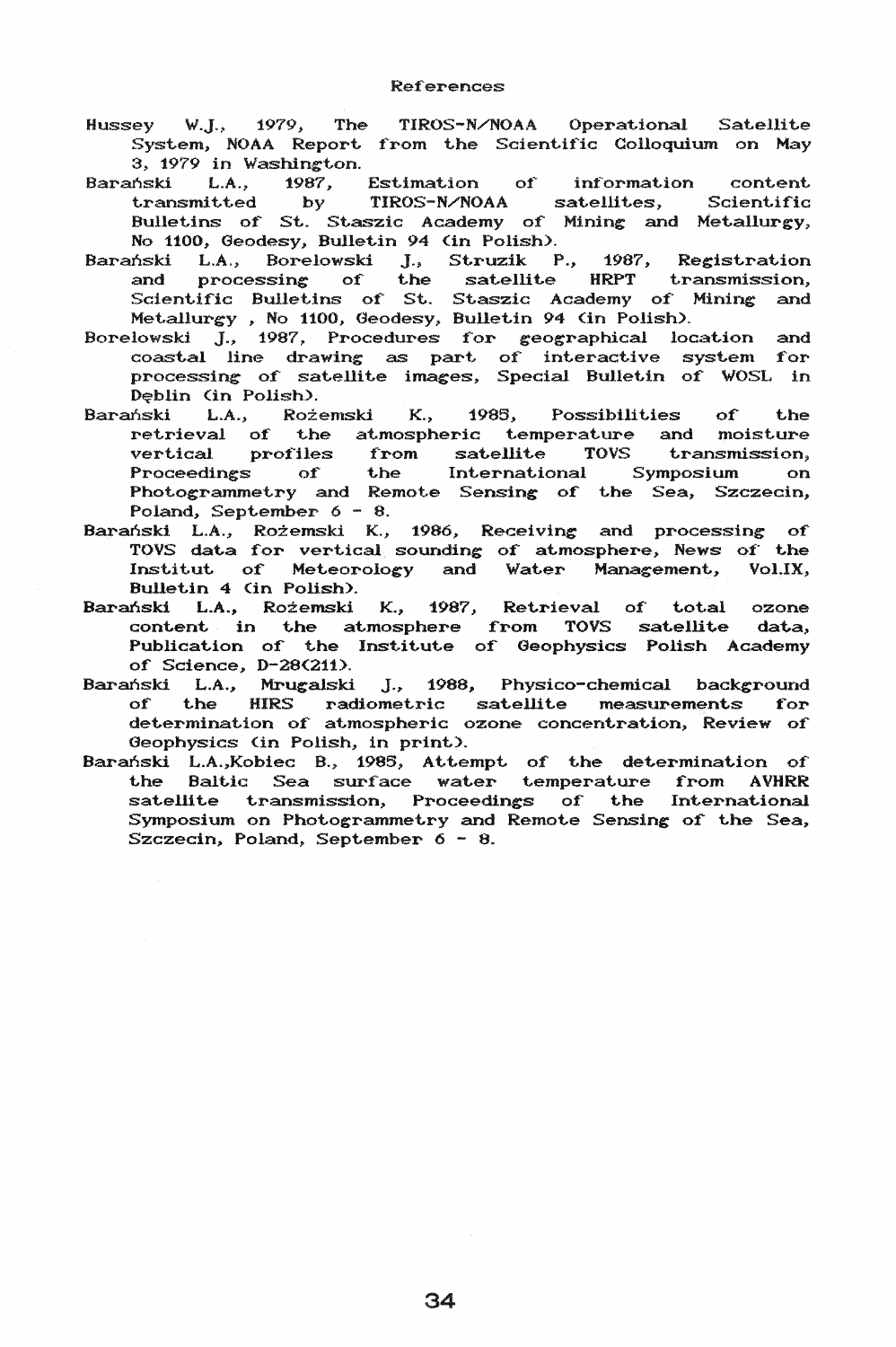## References

Hussey W.J., 1979, The TIROS-N/NOAA Operational Satellite System, NOAA Report from the Scientific Colloquium on May 3, 1979 in Washington.

Barański L.A., 1987, Estimation of information content transmitted by TIROS-N/NOAA satellites, Scientific Bulletins of St. Staszic Academy of Mining and Metallurgy, No 1100, Geodesy, Bulletin 94 (in Polish).

Barański L.A., Borelowski J., Struzik P., 1987, Registration and processing of the satellite HRPT transmission, Scientific Bulletins of St. Staszic Academy of Mining and Metallurgy , No 1100, Geodesy, Bulletin 94 (in Polish).

Borelowski J., 1987, Procedures for geographical location and coastal line drawing as part of interactive system for processing of satellite images, Special Bulletin of WOSL in Dęblin (in Polish).

Barański L.A., Rożemski K., 1985, Possibilities of the retrieval of the atmospheric temperature and moisture vertical profiles from satellite TOVS transmission, Proceedings of the International Symposium on Photogrammetry and Remote Sensing of the Sea, Szczecin, Poland, September 6 - 8.

Barański L.A., Rożemski K., 1986, Receiving and processing of TOVS data for vertical sounding of atmosphere, News of the Institut of Meteorology and Water Management, Vol.IX, Bulletin 4 (in Polish).

Barański L.A., Rożemski K., 1987, Retrieval of total ozone content in the atmosphere from TOVS satellite data, Publication of the Institute of Geophysics Polish Academy of Science, D-28(211).

Barański L.A., Mrugalski J., 1988, Physico-chemical background of the HIRS radiometric satellite measurements for determination of atmospheric ozone concentration, Review of Geophysics (in Polish, in print).

Barański L.A.,Kobiec B., 1985, Attempt of the determination of the Baltic Sea surface water temperature from AVHRR satellite transmission, Proceedings of the International Symposium on Photogrammetry and Remote Sensing of the Sea, Szczecin, Poland, September 6 - 8.